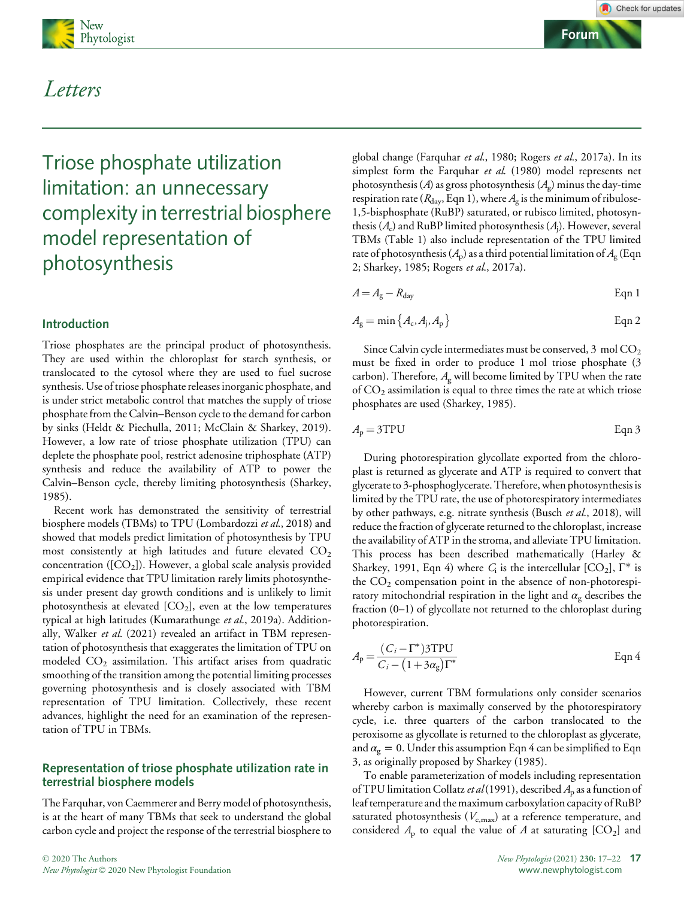## Letters

# Triose phosphate utilization limitation: an unnecessary complexity in terrestrial biosphere model representation of photosynthesis

## Introduction

Triose phosphates are the principal product of photosynthesis. They are used within the chloroplast for starch synthesis, or translocated to the cytosol where they are used to fuel sucrose synthesis. Use of triose phosphate releases inorganic phosphate, and is under strict metabolic control that matches the supply of triose phosphate from the Calvin–Benson cycle to the demand for carbon by sinks (Heldt & Piechulla, 2011; McClain & Sharkey, 2019). However, a low rate of triose phosphate utilization (TPU) can deplete the phosphate pool, restrict adenosine triphosphate (ATP) synthesis and reduce the availability of ATP to power the Calvin–Benson cycle, thereby limiting photosynthesis (Sharkey, 1985).

Recent work has demonstrated the sensitivity of terrestrial biosphere models (TBMs) to TPU (Lombardozzi *et al.*, 2018) and showed that models predict limitation of photosynthesis by TPU most consistently at high latitudes and future elevated $CO_2$ concentration ($[CO_2]$). However, a global scale analysis provided empirical evidence that TPU limitation rarely limits photosynthesis under present day growth conditions and is unlikely to limit photosynthesis at elevated $[CO_2]$, even at the low temperatures typical at high latitudes (Kumarathunge *et al.*, 2019a). Additionally, Walker *et al.* (2021) revealed an artifact in TBM representation of photosynthesis that exaggerates the limitation of TPU on modeled $CO_2$ assimilation. This artifact arises from quadratic smoothing of the transition among the potential limiting processes governing photosynthesis and is closely associated with TBM representation of TPU limitation. Collectively, these recent advances, highlight the need for an examination of the representation of TPU in TBMs.

## Representation of triose phosphate utilization rate in terrestrial biosphere models

The Farquhar, von Caemmerer and Berry model of photosynthesis, is at the heart of many TBMs that seek to understand the global carbon cycle and project the response of the terrestrial biosphere to global change (Farquhar *et al.*, 1980; Rogers *et al.*, 2017a). In its simplest form the Farquhar *et al.* (1980) model represents net photosynthesis ($A$) as gross photosynthesis ($A_g$) minus the day-time respiration rate ($R_{day}$, Eqn 1), where $A_g$ is the minimum of ribulose-1,5-bisphosphate (RuBP) saturated, or rubisco limited, photosynthesis ($A_c$) and RuBP limited photosynthesis ($A_j$). However, several TBMs (Table 1) also include representation of the TPU limited rate of photosynthesis ($A_p$) as a third potential limitation of $A_g$ (Eqn 2; Sharkey, 1985; Rogers *et al.*, 2017a).

$$A = A_g - R_{day} \qquad \text{Eqn 1}$$

$$A_g = \min\{A_c, A_j, A_p\} \qquad \text{Eqn 2}$$

Since Calvin cycle intermediates must be conserved, 3 mol $CO_2$ must be fixed in order to produce 1 mol triose phosphate (3 carbon). Therefore, $A_g$ will become limited by TPU when the rate of $CO_2$ assimilation is equal to three times the rate at which triose phosphates are used (Sharkey, 1985).

$$A_p = 3\text{TPU} \qquad \text{Eqn 3}$$

During photorespiration glycollate exported from the chloroplast is returned as glycerate and ATP is required to convert that glycerate to 3-phosphoglycerate. Therefore, when photosynthesis is limited by the TPU rate, the use of photorespiratory intermediates by other pathways, e.g. nitrate synthesis (Busch *et al.*, 2018), will reduce the fraction of glycerate returned to the chloroplast, increase the availability of ATP in the stroma, and alleviate TPU limitation. This process has been described mathematically (Harley & Sharkey, 1991, Eqn 4) where $C_i$ is the intercellular $[CO_2]$, $\Gamma^*$ is the $CO_2$ compensation point in the absence of non-photorespiratory mitochondrial respiration in the light and $\alpha_g$ describes the fraction (0–1) of glycollate not returned to the chloroplast during photorespiration.

$$A_p = \frac{(C_i - \Gamma^*)3\text{TPU}}{C_i - (1 + 3\alpha_g)\Gamma^*} \qquad \text{Eqn 4}$$

However, current TBM formulations only consider scenarios whereby carbon is maximally conserved by the photorespiratory cycle, i.e. three quarters of the carbon translocated to the peroxisome as glycollate is returned to the chloroplast as glycerate, and $\alpha_g = 0$. Under this assumption Eqn 4 can be simplified to Eqn 3, as originally proposed by Sharkey (1985).

To enable parameterization of models including representation of TPU limitation Collatz *et al* (1991), described $A_p$ as a function of leaf temperature and the maximum carboxylation capacity of RuBP saturated photosynthesis ($V_{c,max}$) at a reference temperature, and considered $A_p$ to equal the value of $A$ at saturating $[CO_2]$ and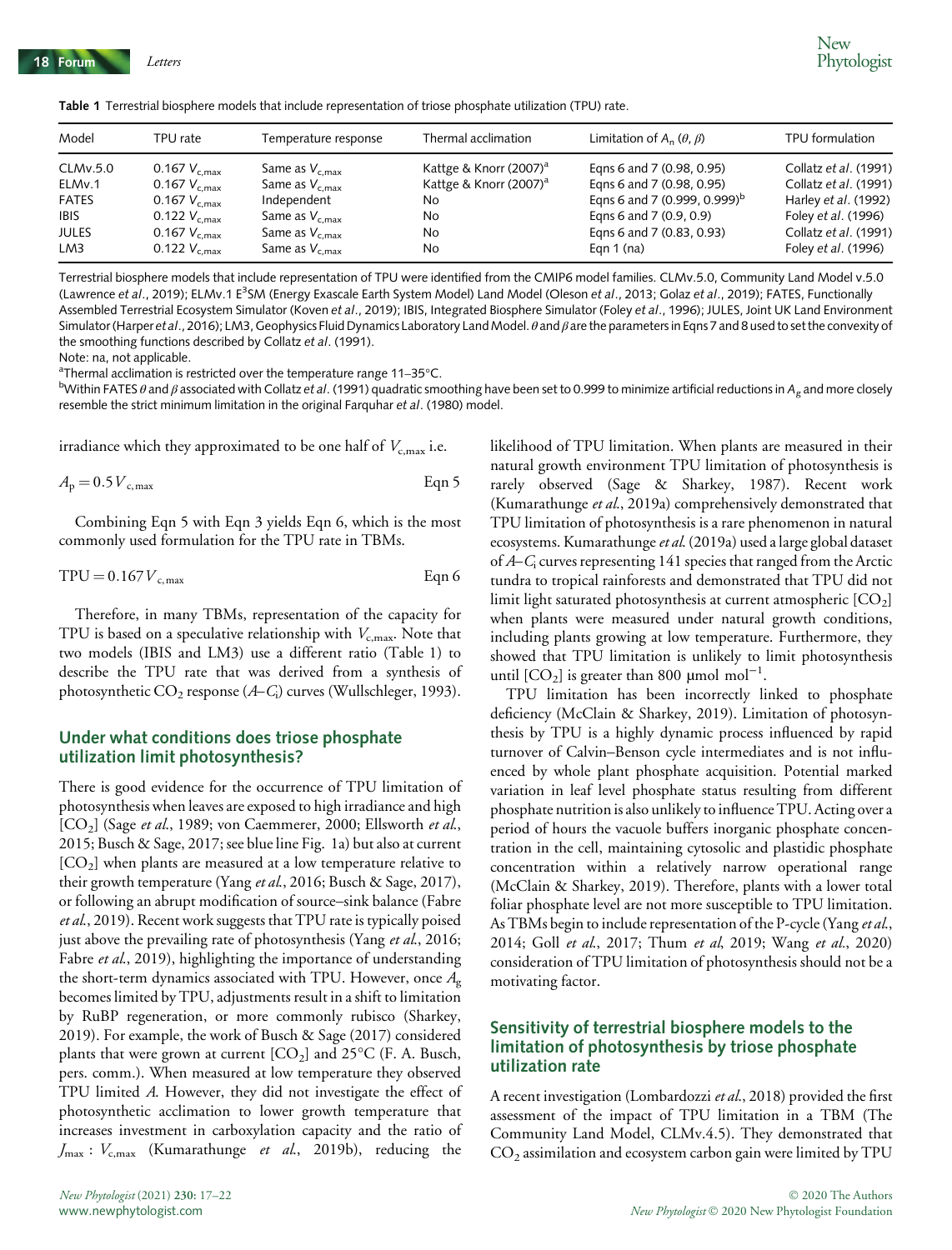**Table 1** Terrestrial biosphere models that include representation of triose phosphate utilization (TPU) rate.

| Model | TPU rate | Temperature response | Thermal acclimation | Limitation of $A_n$ ($\theta$, $\beta$) | TPU formulation |
|---|---|---|---|---|---|
| CLMv.5.0 | 0.167 $V_{c,max}$ | Same as $V_{c,max}$ | Kattge & Knorr (2007)[a] | Eqns 6 and 7 (0.98, 0.95) | Collatz *et al*. (1991) |
| ELMv.1 | 0.167 $V_{c,max}$ | Same as $V_{c,max}$ | Kattge & Knorr (2007)[a] | Eqns 6 and 7 (0.98, 0.95) | Collatz *et al*. (1991) |
| FATES | 0.167 $V_{c,max}$ | Independent | No | Eqns 6 and 7 (0.999, 0.999)[b] | Harley *et al*. (1992) |
| IBIS | 0.122 $V_{c,max}$ | Same as $V_{c,max}$ | No | Eqns 6 and 7 (0.9, 0.9) | Foley *et al*. (1996) |
| JULES | 0.167 $V_{c,max}$ | Same as $V_{c,max}$ | No | Eqns 6 and 7 (0.83, 0.93) | Collatz *et al*. (1991) |
| LM3 | 0.122 $V_{c,max}$ | Same as $V_{c,max}$ | No | Eqn 1 (na) | Foley *et al*. (1996) |

Terrestrial biosphere models that include representation of TPU were identified from the CMIP6 model families. CLMv.5.0, Community Land Model v.5.0 (Lawrence *et al*., 2019); ELMv.1 E[3]SM (Energy Exascale Earth System Model) Land Model (Oleson *et al*., 2013; Golaz *et al*., 2019); FATES, Functionally Assembled Terrestrial Ecosystem Simulator (Koven *et al*., 2019); IBIS, Integrated Biosphere Simulator (Foley *et al*., 1996); JULES, Joint UK Land Environment Simulator (Harper *et al*., 2016); LM3, Geophysics Fluid Dynamics Laboratory Land Model. $\theta$ and $\beta$ are the parameters in Eqns 7 and 8 used to set the convexity of the smoothing functions described by Collatz *et al*. (1991).

Note: na, not applicable.

[a]Thermal acclimation is restricted over the temperature range 11–35°C.

[b]Within FATES $\theta$ and $\beta$ associated with Collatz *et al*. (1991) quadratic smoothing have been set to 0.999 to minimize artificial reductions in $A_g$ and more closely resemble the strict minimum limitation in the original Farquhar *et al*. (1980) model.

irradiance which they approximated to be one half of $V_{c,max}$ i.e.

$$A_p = 0.5\,V_{c,max} \qquad \text{Eqn 5}$$

Combining Eqn 5 with Eqn 3 yields Eqn 6, which is the most commonly used formulation for the TPU rate in TBMs.

$$\mathrm{TPU} = 0.167\,V_{c,max} \qquad \text{Eqn 6}$$

Therefore, in many TBMs, representation of the capacity for TPU is based on a speculative relationship with $V_{c,max}$. Note that two models (IBIS and LM3) use a different ratio (Table 1) to describe the TPU rate that was derived from a synthesis of photosynthetic $CO_2$ response ($A$–$C_i$) curves (Wullschleger, 1993).

## Under what conditions does triose phosphate utilization limit photosynthesis?

There is good evidence for the occurrence of TPU limitation of photosynthesis when leaves are exposed to high irradiance and high [$CO_2$] (Sage *et al*., 1989; von Caemmerer, 2000; Ellsworth *et al*., 2015; Busch & Sage, 2017; see blue line Fig. 1a) but also at current [$CO_2$] when plants are measured at a low temperature relative to their growth temperature (Yang *et al*., 2016; Busch & Sage, 2017), or following an abrupt modification of source–sink balance (Fabre *et al*., 2019). Recent work suggests that TPU rate is typically poised just above the prevailing rate of photosynthesis (Yang *et al*., 2016; Fabre *et al*., 2019), highlighting the importance of understanding the short-term dynamics associated with TPU. However, once $A_g$ becomes limited by TPU, adjustments result in a shift to limitation by RuBP regeneration, or more commonly rubisco (Sharkey, 2019). For example, the work of Busch & Sage (2017) considered plants that were grown at current [$CO_2$] and 25°C (F. A. Busch, pers. comm.). When measured at low temperature they observed TPU limited $A$. However, they did not investigate the effect of photosynthetic acclimation to lower growth temperature that increases investment in carboxylation capacity and the ratio of $J_{max}:V_{c,max}$ (Kumarathunge *et al*., 2019b), reducing the likelihood of TPU limitation. When plants are measured in their natural growth environment TPU limitation of photosynthesis is rarely observed (Sage & Sharkey, 1987). Recent work (Kumarathunge *et al*., 2019a) comprehensively demonstrated that TPU limitation of photosynthesis is a rare phenomenon in natural ecosystems. Kumarathunge *et al*. (2019a) used a large global dataset of $A$–$C_i$ curves representing 141 species that ranged from the Arctic tundra to tropical rainforests and demonstrated that TPU did not limit light saturated photosynthesis at current atmospheric [$CO_2$] when plants were measured under natural growth conditions, including plants growing at low temperature. Furthermore, they showed that TPU limitation is unlikely to limit photosynthesis until [$CO_2$] is greater than 800 μmol mol$^{-1}$.

TPU limitation has been incorrectly linked to phosphate deficiency (McClain & Sharkey, 2019). Limitation of photosynthesis by TPU is a highly dynamic process influenced by rapid turnover of Calvin–Benson cycle intermediates and is not influenced by whole plant phosphate acquisition. Potential marked variation in leaf level phosphate status resulting from different phosphate nutrition is also unlikely to influence TPU. Acting over a period of hours the vacuole buffers inorganic phosphate concentration in the cell, maintaining cytosolic and plastidic phosphate concentration within a relatively narrow operational range (McClain & Sharkey, 2019). Therefore, plants with a lower total foliar phosphate level are not more susceptible to TPU limitation. As TBMs begin to include representation of the P-cycle (Yang *et al*., 2014; Goll *et al*., 2017; Thum *et al*, 2019; Wang *et al*., 2020) consideration of TPU limitation of photosynthesis should not be a motivating factor.

## Sensitivity of terrestrial biosphere models to the limitation of photosynthesis by triose phosphate utilization rate

A recent investigation (Lombardozzi *et al*., 2018) provided the first assessment of the impact of TPU limitation in a TBM (The Community Land Model, CLMv.4.5). They demonstrated that $CO_2$ assimilation and ecosystem carbon gain were limited by TPU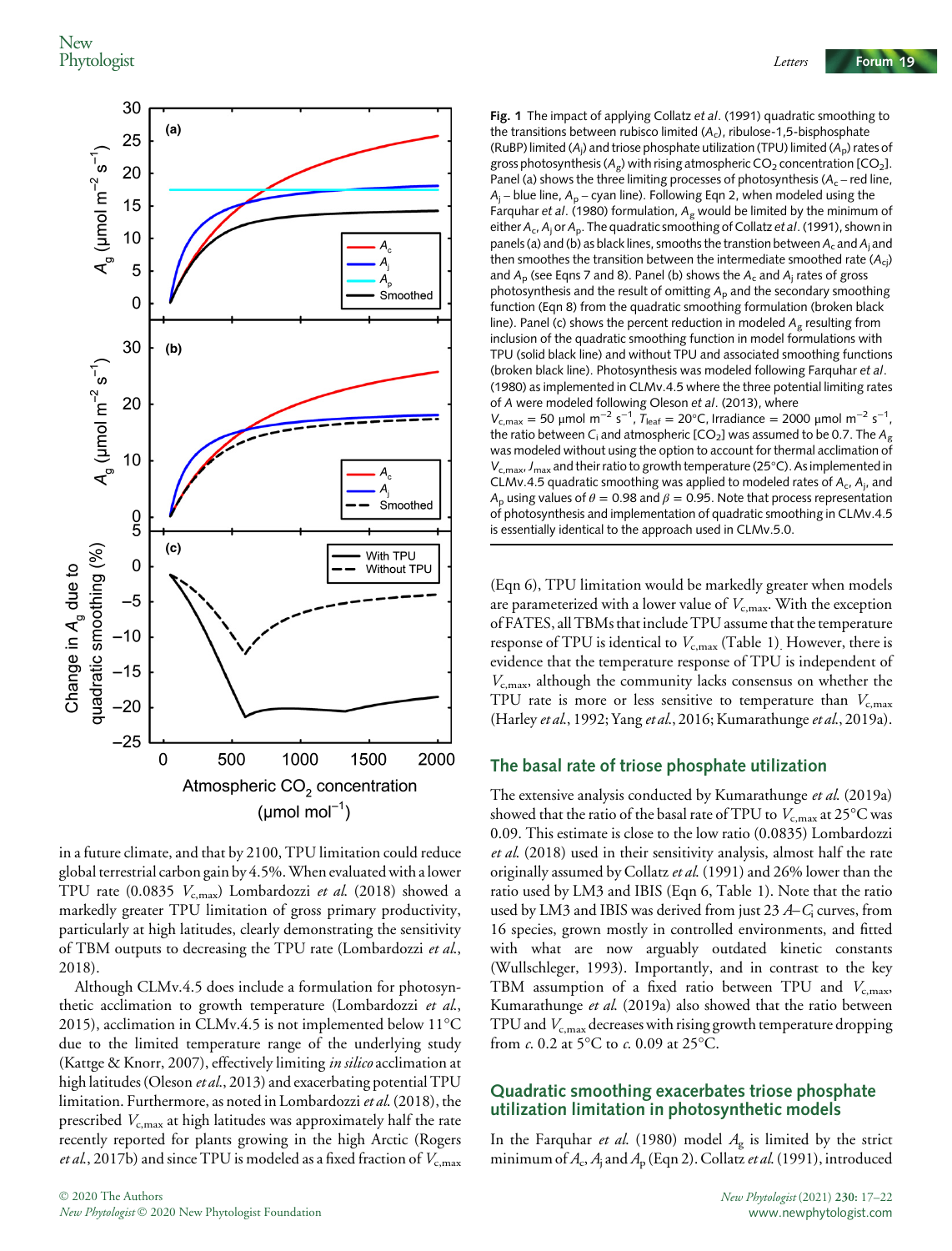**Fig. 1** The impact of applying Collatz *et al*. (1991) quadratic smoothing to the transitions between rubisco limited ($A_c$), ribulose-1,5-bisphosphate (RuBP) limited ($A_j$) and triose phosphate utilization (TPU) limited ($A_p$) rates of gross photosynthesis ($A_g$) with rising atmospheric $CO_2$ concentration [$CO_2$]. Panel (a) shows the three limiting processes of photosynthesis ($A_c$ – red line, $A_j$ – blue line, $A_p$ – cyan line). Following Eqn 2, when modeled using the Farquhar *et al*. (1980) formulation, $A_g$ would be limited by the minimum of either $A_c$, $A_j$ or $A_p$. The quadratic smoothing of Collatz *et al*. (1991), shown in panels (a) and (b) as black lines, smooths the transtion between $A_c$ and $A_j$ and then smoothes the transition between the intermediate smoothed rate ($A_{cj}$) and $A_p$ (see Eqns 7 and 8). Panel (b) shows the $A_c$ and $A_j$ rates of gross photosynthesis and the result of omitting $A_p$ and the secondary smoothing function (Eqn 8) from the quadratic smoothing formulation (broken black line). Panel (c) shows the percent reduction in modeled $A_g$ resulting from inclusion of the quadratic smoothing function in model formulations with TPU (solid black line) and without TPU and associated smoothing functions (broken black line). Photosynthesis was modeled following Farquhar *et al*. (1980) as implemented in CLMv.4.5 where the three potential limiting rates of *A* were modeled following Oleson *et al*. (2013), where $V_{c,max}$ = 50 μmol m$^{-2}$ s$^{-1}$, $T_{leaf}$ = 20°C, Irradiance = 2000 μmol m$^{-2}$ s$^{-1}$, the ratio between $C_i$ and atmospheric [$CO_2$] was assumed to be 0.7. The $A_g$ was modeled without using the option to account for thermal acclimation of $V_{c,max}$, $J_{max}$ and their ratio to growth temperature (25°C). As implemented in CLMv.4.5 quadratic smoothing was applied to modeled rates of $A_c$, $A_j$, and $A_p$ using values of $\theta$ = 0.98 and $\beta$ = 0.95. Note that process representation of photosynthesis and implementation of quadratic smoothing in CLMv.4.5 is essentially identical to the approach used in CLMv.5.0.

in a future climate, and that by 2100, TPU limitation could reduce global terrestrial carbon gain by 4.5%. When evaluated with a lower TPU rate (0.0835 $V_{c,max}$) Lombardozzi *et al.* (2018) showed a markedly greater TPU limitation of gross primary productivity, particularly at high latitudes, clearly demonstrating the sensitivity of TBM outputs to decreasing the TPU rate (Lombardozzi *et al.*, 2018).

Although CLMv.4.5 does include a formulation for photosynthetic acclimation to growth temperature (Lombardozzi *et al.*, 2015), acclimation in CLMv.4.5 is not implemented below 11°C due to the limited temperature range of the underlying study (Kattge & Knorr, 2007), effectively limiting *in silico* acclimation at high latitudes (Oleson *et al.*, 2013) and exacerbating potential TPU limitation. Furthermore, as noted in Lombardozzi *et al.* (2018), the prescribed $V_{c,max}$ at high latitudes was approximately half the rate recently reported for plants growing in the high Arctic (Rogers *et al.*, 2017b) and since TPU is modeled as a fixed fraction of $V_{c,max}$ (Eqn 6), TPU limitation would be markedly greater when models are parameterized with a lower value of $V_{c,max}$. With the exception of FATES, all TBMs that include TPU assume that the temperature response of TPU is identical to $V_{c,max}$ (Table 1). However, there is evidence that the temperature response of TPU is independent of $V_{c,max}$, although the community lacks consensus on whether the TPU rate is more or less sensitive to temperature than $V_{c,max}$ (Harley *et al.*, 1992; Yang *et al.*, 2016; Kumarathunge *et al.*, 2019a).

## The basal rate of triose phosphate utilization

The extensive analysis conducted by Kumarathunge *et al.* (2019a) showed that the ratio of the basal rate of TPU to $V_{c,max}$ at 25°C was 0.09. This estimate is close to the low ratio (0.0835) Lombardozzi *et al.* (2018) used in their sensitivity analysis, almost half the rate originally assumed by Collatz *et al.* (1991) and 26% lower than the ratio used by LM3 and IBIS (Eqn 6, Table 1). Note that the ratio used by LM3 and IBIS was derived from just 23 $A$–$C_i$ curves, from 16 species, grown mostly in controlled environments, and fitted with what are now arguably outdated kinetic constants (Wullschleger, 1993). Importantly, and in contrast to the key TBM assumption of a fixed ratio between TPU and $V_{c,max}$, Kumarathunge *et al.* (2019a) also showed that the ratio between TPU and $V_{c,max}$ decreases with rising growth temperature dropping from *c.* 0.2 at 5°C to *c.* 0.09 at 25°C.

## Quadratic smoothing exacerbates triose phosphate utilization limitation in photosynthetic models

In the Farquhar *et al.* (1980) model $A_g$ is limited by the strict minimum of $A_c$, $A_j$ and $A_p$ (Eqn 2). Collatz *et al.* (1991), introduced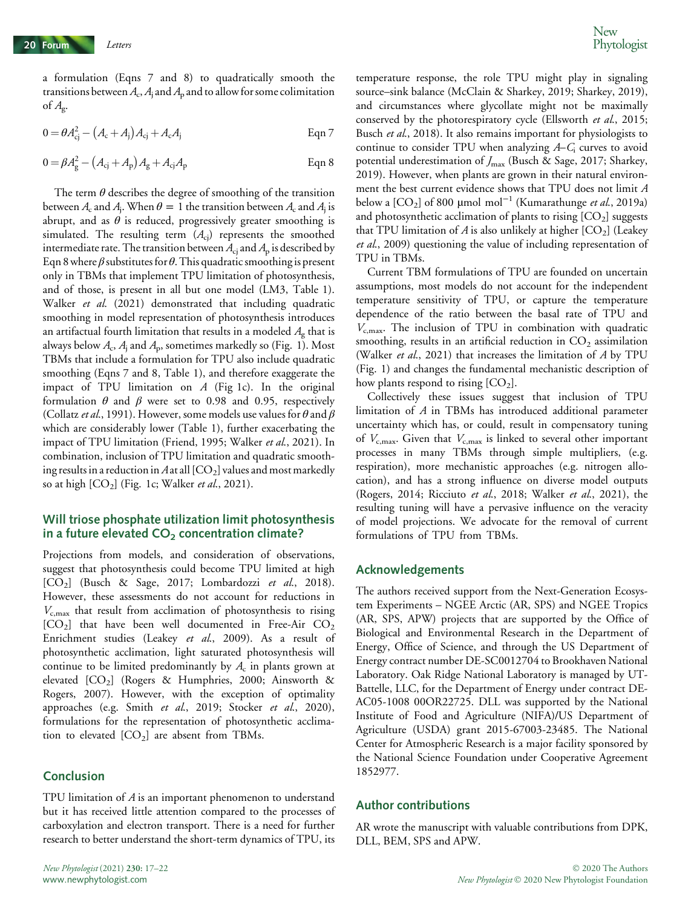a formulation (Eqns 7 and 8) to quadratically smooth the transitions between $A_c$, $A_j$ and $A_p$ and to allow for some colimitation of $A_g$.

$$0 = \theta A_{cj}^2 - (A_c + A_j)A_{cj} + A_c A_j \quad \text{Eqn 7}$$

$$0 = \beta A_g^2 - (A_{cj} + A_p)A_g + A_{cj} A_p \quad \text{Eqn 8}$$

The term $\theta$ describes the degree of smoothing of the transition between $A_c$ and $A_j$. When $\theta = 1$ the transition between $A_c$ and $A_j$ is abrupt, and as $\theta$ is reduced, progressively greater smoothing is simulated. The resulting term ($A_{cj}$) represents the smoothed intermediate rate. The transition between $A_{cj}$ and $A_p$ is described by Eqn 8 where $\beta$ substitutes for $\theta$. This quadratic smoothing is present only in TBMs that implement TPU limitation of photosynthesis, and of those, is present in all but one model (LM3, Table 1). Walker *et al.* (2021) demonstrated that including quadratic smoothing in model representation of photosynthesis introduces an artifactual fourth limitation that results in a modeled $A_g$ that is always below $A_c$, $A_j$ and $A_p$, sometimes markedly so (Fig. 1). Most TBMs that include a formulation for TPU also include quadratic smoothing (Eqns 7 and 8, Table 1), and therefore exaggerate the impact of TPU limitation on $A$ (Fig 1c). In the original formulation $\theta$ and $\beta$ were set to 0.98 and 0.95, respectively (Collatz *et al.*, 1991). However, some models use values for $\theta$ and $\beta$ which are considerably lower (Table 1), further exacerbating the impact of TPU limitation (Friend, 1995; Walker *et al.*, 2021). In combination, inclusion of TPU limitation and quadratic smoothing results in a reduction in $A$ at all [$CO_2$] values and most markedly so at high [$CO_2$] (Fig. 1c; Walker *et al.*, 2021).

## Will triose phosphate utilization limit photosynthesis in a future elevated $CO_2$ concentration climate?

Projections from models, and consideration of observations, suggest that photosynthesis could become TPU limited at high [$CO_2$] (Busch & Sage, 2017; Lombardozzi *et al.*, 2018). However, these assessments do not account for reductions in $V_{c,max}$ that result from acclimation of photosynthesis to rising [$CO_2$] that have been well documented in Free-Air $CO_2$ Enrichment studies (Leakey *et al.*, 2009). As a result of photosynthetic acclimation, light saturated photosynthesis will continue to be limited predominantly by $A_c$ in plants grown at elevated [$CO_2$] (Rogers & Humphries, 2000; Ainsworth & Rogers, 2007). However, with the exception of optimality approaches (e.g. Smith *et al.*, 2019; Stocker *et al.*, 2020), formulations for the representation of photosynthetic acclimation to elevated [$CO_2$] are absent from TBMs.

## Conclusion

TPU limitation of $A$ is an important phenomenon to understand but it has received little attention compared to the processes of carboxylation and electron transport. There is a need for further research to better understand the short-term dynamics of TPU, its temperature response, the role TPU might play in signaling source–sink balance (McClain & Sharkey, 2019; Sharkey, 2019), and circumstances where glycollate might not be maximally conserved by the photorespiratory cycle (Ellsworth *et al.*, 2015; Busch *et al.*, 2018). It also remains important for physiologists to continue to consider TPU when analyzing $A$–$C_i$ curves to avoid potential underestimation of $J_{max}$ (Busch & Sage, 2017; Sharkey, 2019). However, when plants are grown in their natural environment the best current evidence shows that TPU does not limit $A$ below a [$CO_2$] of 800 μmol mol$^{-1}$ (Kumarathunge *et al.*, 2019a) and photosynthetic acclimation of plants to rising [$CO_2$] suggests that TPU limitation of $A$ is also unlikely at higher [$CO_2$] (Leakey *et al.*, 2009) questioning the value of including representation of TPU in TBMs.

Current TBM formulations of TPU are founded on uncertain assumptions, most models do not account for the independent temperature sensitivity of TPU, or capture the temperature dependence of the ratio between the basal rate of TPU and $V_{c,max}$. The inclusion of TPU in combination with quadratic smoothing, results in an artificial reduction in $CO_2$ assimilation (Walker *et al.*, 2021) that increases the limitation of $A$ by TPU (Fig. 1) and changes the fundamental mechanistic description of how plants respond to rising [$CO_2$].

Collectively these issues suggest that inclusion of TPU limitation of $A$ in TBMs has introduced additional parameter uncertainty which has, or could, result in compensatory tuning of $V_{c,max}$. Given that $V_{c,max}$ is linked to several other important processes in many TBMs through simple multipliers, (e.g. respiration), more mechanistic approaches (e.g. nitrogen allocation), and has a strong influence on diverse model outputs (Rogers, 2014; Ricciuto *et al.*, 2018; Walker *et al.*, 2021), the resulting tuning will have a pervasive influence on the veracity of model projections. We advocate for the removal of current formulations of TPU from TBMs.

## Acknowledgements

The authors received support from the Next-Generation Ecosystem Experiments – NGEE Arctic (AR, SPS) and NGEE Tropics (AR, SPS, APW) projects that are supported by the Office of Biological and Environmental Research in the Department of Energy, Office of Science, and through the US Department of Energy contract number DE-SC0012704 to Brookhaven National Laboratory. Oak Ridge National Laboratory is managed by UT-Battelle, LLC, for the Department of Energy under contract DE-AC05-1008 00OR22725. DLL was supported by the National Institute of Food and Agriculture (NIFA)/US Department of Agriculture (USDA) grant 2015-67003-23485. The National Center for Atmospheric Research is a major facility sponsored by the National Science Foundation under Cooperative Agreement 1852977.

## Author contributions

AR wrote the manuscript with valuable contributions from DPK, DLL, BEM, SPS and APW.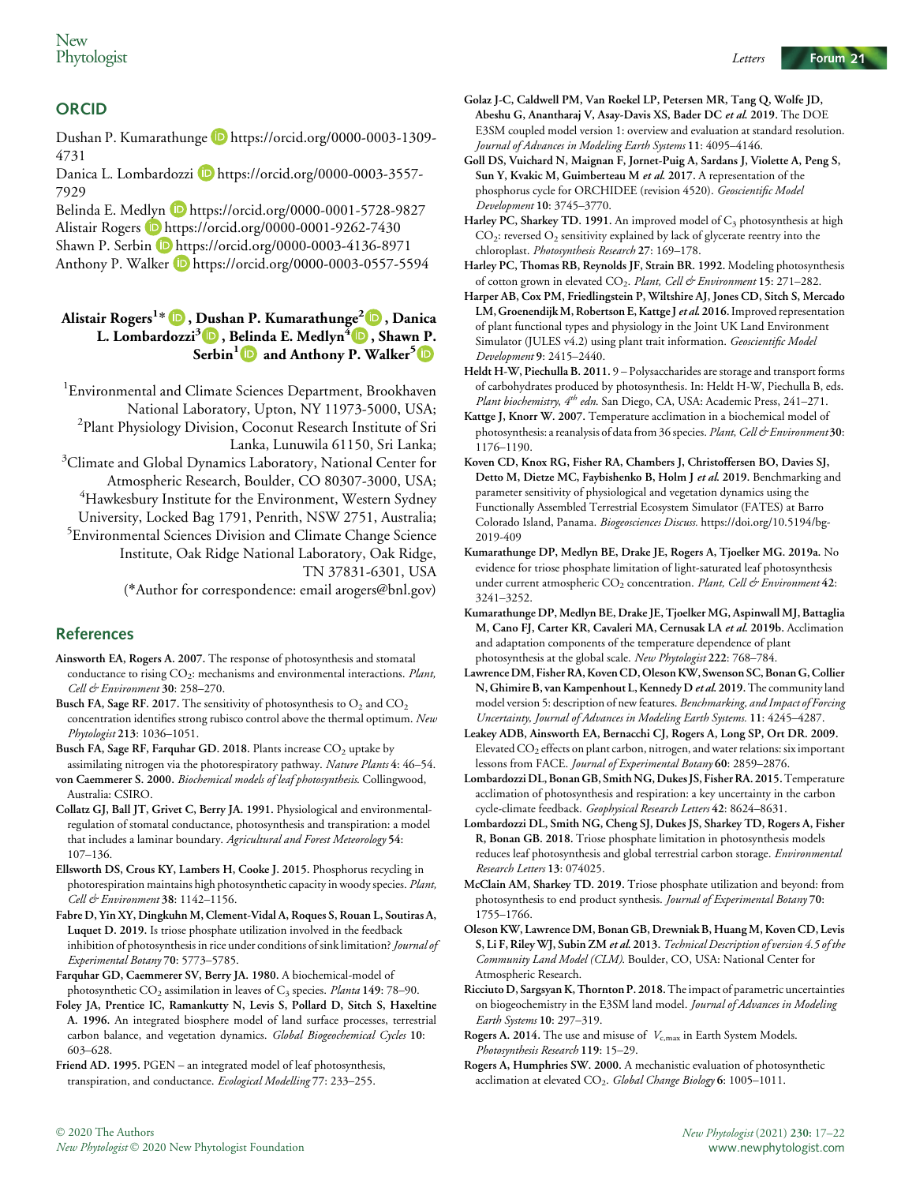## ORCID

Dushan P. Kumarathunge https://orcid.org/0000-0003-1309-4731
Danica L. Lombardozzi https://orcid.org/0000-0003-3557-7929
Belinda E. Medlyn https://orcid.org/0000-0001-5728-9827
Alistair Rogers https://orcid.org/0000-0001-9262-7430
Shawn P. Serbin https://orcid.org/0000-0003-4136-8971
Anthony P. Walker https://orcid.org/0000-0003-0557-5594

**Alistair Rogers[1]\*, Dushan P. Kumarathunge[2], Danica L. Lombardozzi[3], Belinda E. Medlyn[4], Shawn P. Serbin[1] and Anthony P. Walker[5]**

[1]Environmental and Climate Sciences Department, Brookhaven National Laboratory, Upton, NY 11973-5000, USA;
[2]Plant Physiology Division, Coconut Research Institute of Sri Lanka, Lunuwila 61150, Sri Lanka;
[3]Climate and Global Dynamics Laboratory, National Center for Atmospheric Research, Boulder, CO 80307-3000, USA;
[4]Hawkesbury Institute for the Environment, Western Sydney University, Locked Bag 1791, Penrith, NSW 2751, Australia;
[5]Environmental Sciences Division and Climate Change Science Institute, Oak Ridge National Laboratory, Oak Ridge, TN 37831-6301, USA
(\*Author for correspondence: email arogers@bnl.gov)

## References

**Ainsworth EA, Rogers A. 2007.** The response of photosynthesis and stomatal conductance to rising $CO_2$: mechanisms and environmental interactions. *Plant, Cell & Environment* 30: 258–270.

**Busch FA, Sage RF. 2017.** The sensitivity of photosynthesis to $O_2$ and $CO_2$ concentration identifies strong rubisco control above the thermal optimum. *New Phytologist* 213: 1036–1051.

**Busch FA, Sage RF, Farquhar GD. 2018.** Plants increase $CO_2$ uptake by assimilating nitrogen via the photorespiratory pathway. *Nature Plants* 4: 46–54.

**von Caemmerer S. 2000.** *Biochemical models of leaf photosynthesis.* Collingwood, Australia: CSIRO.

**Collatz GJ, Ball JT, Grivet C, Berry JA. 1991.** Physiological and environmental-regulation of stomatal conductance, photosynthesis and transpiration: a model that includes a laminar boundary. *Agricultural and Forest Meteorology* 54: 107–136.

**Ellsworth DS, Crous KY, Lambers H, Cooke J. 2015.** Phosphorus recycling in photorespiration maintains high photosynthetic capacity in woody species. *Plant, Cell & Environment* 38: 1142–1156.

**Fabre D, Yin XY, Dingkuhn M, Clement-Vidal A, Roques S, Rouan L, Soutiras A, Luquet D. 2019.** Is triose phosphate utilization involved in the feedback inhibition of photosynthesis in rice under conditions of sink limitation? *Journal of Experimental Botany* 70: 5773–5785.

**Farquhar GD, Caemmerer SV, Berry JA. 1980.** A biochemical-model of photosynthetic $CO_2$ assimilation in leaves of $C_3$ species. *Planta* 149: 78–90.

**Foley JA, Prentice IC, Ramankutty N, Levis S, Pollard D, Sitch S, Haxeltine A. 1996.** An integrated biosphere model of land surface processes, terrestrial carbon balance, and vegetation dynamics. *Global Biogeochemical Cycles* 10: 603–628.

**Friend AD. 1995.** PGEN – an integrated model of leaf photosynthesis, transpiration, and conductance. *Ecological Modelling* 77: 233–255.

**Golaz J-C, Caldwell PM, Van Roekel LP, Petersen MR, Tang Q, Wolfe JD, Abeshu G, Anantharaj V, Asay-Davis XS, Bader DC *et al.* 2019.** The DOE E3SM coupled model version 1: overview and evaluation at standard resolution. *Journal of Advances in Modeling Earth Systems* 11: 4095–4146.

**Goll DS, Vuichard N, Maignan F, Jornet-Puig A, Sardans J, Violette A, Peng S, Sun Y, Kvakic M, Guimberteau M *et al.* 2017.** A representation of the phosphorus cycle for ORCHIDEE (revision 4520). *Geoscientific Model Development* 10: 3745–3770.

**Harley PC, Sharkey TD. 1991.** An improved model of $C_3$ photosynthesis at high $CO_2$: reversed $O_2$ sensitivity explained by lack of glycerate reentry into the chloroplast. *Photosynthesis Research* 27: 169–178.

**Harley PC, Thomas RB, Reynolds JF, Strain BR. 1992.** Modeling photosynthesis of cotton grown in elevated $CO_2$. *Plant, Cell & Environment* 15: 271–282.

**Harper AB, Cox PM, Friedlingstein P, Wiltshire AJ, Jones CD, Sitch S, Mercado LM, Groenendijk M, Robertson E, Kattge J *et al.* 2016.** Improved representation of plant functional types and physiology in the Joint UK Land Environment Simulator (JULES v4.2) using plant trait information. *Geoscientific Model Development* 9: 2415–2440.

**Heldt H-W, Piechulla B. 2011.** 9 – Polysaccharides are storage and transport forms of carbohydrates produced by photosynthesis. In: Heldt H-W, Piechulla B, eds. *Plant biochemistry, 4th edn*. San Diego, CA, USA: Academic Press, 241–271.

**Kattge J, Knorr W. 2007.** Temperature acclimation in a biochemical model of photosynthesis: a reanalysis of data from 36 species. *Plant, Cell & Environment* 30: 1176–1190.

**Koven CD, Knox RG, Fisher RA, Chambers J, Christoffersen BO, Davies SJ, Detto M, Dietze MC, Faybishenko B, Holm J *et al.* 2019.** Benchmarking and parameter sensitivity of physiological and vegetation dynamics using the Functionally Assembled Terrestrial Ecosystem Simulator (FATES) at Barro Colorado Island, Panama. *Biogeosciences Discuss.* https://doi.org/10.5194/bg-2019-409

**Kumarathunge DP, Medlyn BE, Drake JE, Rogers A, Tjoelker MG. 2019a.** No evidence for triose phosphate limitation of light-saturated leaf photosynthesis under current atmospheric $CO_2$ concentration. *Plant, Cell & Environment* 42: 3241–3252.

**Kumarathunge DP, Medlyn BE, Drake JE, Tjoelker MG, Aspinwall MJ, Battaglia M, Cano FJ, Carter KR, Cavaleri MA, Cernusak LA *et al.* 2019b.** Acclimation and adaptation components of the temperature dependence of plant photosynthesis at the global scale. *New Phytologist* 222: 768–784.

**Lawrence DM, Fisher RA, Koven CD, Oleson KW, Swenson SC, Bonan G, Collier N, Ghimire B, van Kampenhout L, Kennedy D *et al.* 2019.** The community land model version 5: description of new features. *Benchmarking, and Impact of Forcing Uncertainty, Journal of Advances in Modeling Earth Systems.* 11: 4245–4287.

**Leakey ADB, Ainsworth EA, Bernacchi CJ, Rogers A, Long SP, Ort DR. 2009.** Elevated $CO_2$ effects on plant carbon, nitrogen, and water relations: six important lessons from FACE. *Journal of Experimental Botany* 60: 2859–2876.

**Lombardozzi DL, Bonan GB, Smith NG, Dukes JS, Fisher RA. 2015.** Temperature acclimation of photosynthesis and respiration: a key uncertainty in the carbon cycle-climate feedback. *Geophysical Research Letters* 42: 8624–8631.

**Lombardozzi DL, Smith NG, Cheng SJ, Dukes JS, Sharkey TD, Rogers A, Fisher R, Bonan GB. 2018.** Triose phosphate limitation in photosynthesis models reduces leaf photosynthesis and global terrestrial carbon storage. *Environmental Research Letters* 13: 074025.

**McClain AM, Sharkey TD. 2019.** Triose phosphate utilization and beyond: from photosynthesis to end product synthesis. *Journal of Experimental Botany* 70: 1755–1766.

**Oleson KW, Lawrence DM, Bonan GB, Drewniak B, Huang M, Koven CD, Levis S, Li F, Riley WJ, Subin ZM *et al.* 2013.** *Technical Description of version 4.5 of the Community Land Model (CLM).* Boulder, CO, USA: National Center for Atmospheric Research.

**Ricciuto D, Sargsyan K, Thornton P. 2018.** The impact of parametric uncertainties on biogeochemistry in the E3SM land model. *Journal of Advances in Modeling Earth Systems* 10: 297–319.

**Rogers A. 2014.** The use and misuse of $V_{c,max}$ in Earth System Models. *Photosynthesis Research* 119: 15–29.

**Rogers A, Humphries SW. 2000.** A mechanistic evaluation of photosynthetic acclimation at elevated $CO_2$. *Global Change Biology* 6: 1005–1011.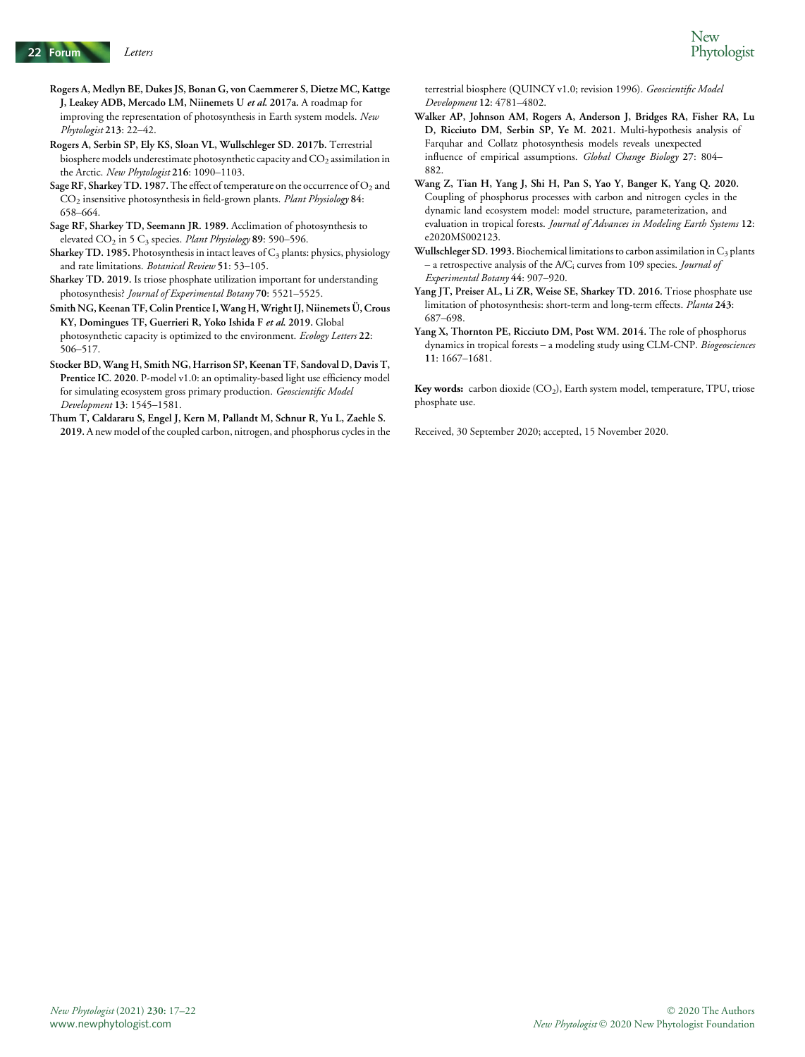**Rogers A, Medlyn BE, Dukes JS, Bonan G, von Caemmerer S, Dietze MC, Kattge J, Leakey ADB, Mercado LM, Niinemets U *et al.* 2017a.** A roadmap for improving the representation of photosynthesis in Earth system models. *New Phytologist* **213**: 22–42.

**Rogers A, Serbin SP, Ely KS, Sloan VL, Wullschleger SD. 2017b.** Terrestrial biosphere models underestimate photosynthetic capacity and $CO_2$ assimilation in the Arctic. *New Phytologist* **216**: 1090–1103.

**Sage RF, Sharkey TD. 1987.** The effect of temperature on the occurrence of $O_2$ and $CO_2$ insensitive photosynthesis in field-grown plants. *Plant Physiology* **84**: 658–664.

**Sage RF, Sharkey TD, Seemann JR. 1989.** Acclimation of photosynthesis to elevated $CO_2$ in 5 $C_3$ species. *Plant Physiology* **89**: 590–596.

**Sharkey TD. 1985.** Photosynthesis in intact leaves of $C_3$ plants: physics, physiology and rate limitations. *Botanical Review* **51**: 53–105.

**Sharkey TD. 2019.** Is triose phosphate utilization important for understanding photosynthesis? *Journal of Experimental Botany* **70**: 5521–5525.

**Smith NG, Keenan TF, Colin Prentice I, Wang H, Wright IJ, Niinemets Ü, Crous KY, Domingues TF, Guerrieri R, Yoko Ishida F *et al.* 2019.** Global photosynthetic capacity is optimized to the environment. *Ecology Letters* **22**: 506–517.

**Stocker BD, Wang H, Smith NG, Harrison SP, Keenan TF, Sandoval D, Davis T, Prentice IC. 2020.** P-model v1.0: an optimality-based light use efficiency model for simulating ecosystem gross primary production. *Geoscientific Model Development* **13**: 1545–1581.

**Thum T, Caldararu S, Engel J, Kern M, Pallandt M, Schnur R, Yu L, Zaehle S. 2019.** A new model of the coupled carbon, nitrogen, and phosphorus cycles in the terrestrial biosphere (QUINCY v1.0; revision 1996). *Geoscientific Model Development* **12**: 4781–4802.

**Walker AP, Johnson AM, Rogers A, Anderson J, Bridges RA, Fisher RA, Lu D, Ricciuto DM, Serbin SP, Ye M. 2021.** Multi-hypothesis analysis of Farquhar and Collatz photosynthesis models reveals unexpected influence of empirical assumptions. *Global Change Biology* **27**: 804–882.

**Wang Z, Tian H, Yang J, Shi H, Pan S, Yao Y, Banger K, Yang Q. 2020.** Coupling of phosphorus processes with carbon and nitrogen cycles in the dynamic land ecosystem model: model structure, parameterization, and evaluation in tropical forests. *Journal of Advances in Modeling Earth Systems* **12**: e2020MS002123.

**Wullschleger SD. 1993.** Biochemical limitations to carbon assimilation in $C_3$ plants – a retrospective analysis of the A/$C_i$ curves from 109 species. *Journal of Experimental Botany* **44**: 907–920.

**Yang JT, Preiser AL, Li ZR, Weise SE, Sharkey TD. 2016.** Triose phosphate use limitation of photosynthesis: short-term and long-term effects. *Planta* **243**: 687–698.

**Yang X, Thornton PE, Ricciuto DM, Post WM. 2014.** The role of phosphorus dynamics in tropical forests – a modeling study using CLM-CNP. *Biogeosciences* **11**: 1667–1681.

**Key words:** carbon dioxide ($CO_2$), Earth system model, temperature, TPU, triose phosphate use.

Received, 30 September 2020; accepted, 15 November 2020.